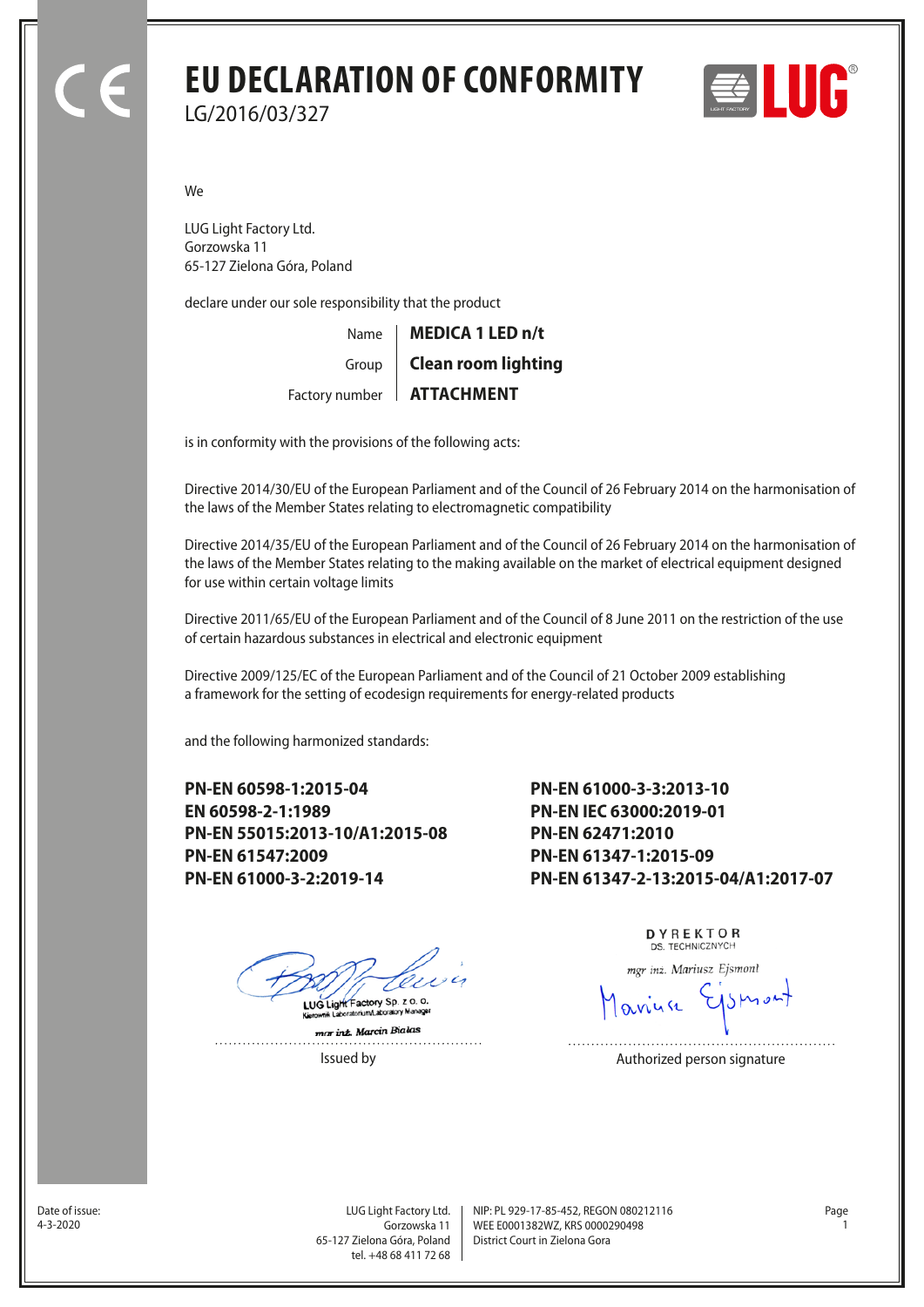# EU DECLARATION OF CONFORMITY

LG/2016/03/327

We

LUG Light Factory Ltd.
Gorzowska 11
65-127 Zielona Góra, Poland

declare under our sole responsibility that the product

| | |
|---|---|
| Name | **MEDICA 1 LED n/t** |
| Group | **Clean room lighting** |
| Factory number | **ATTACHMENT** |

is in conformity with the provisions of the following acts:

Directive 2014/30/EU of the European Parliament and of the Council of 26 February 2014 on the harmonisation of the laws of the Member States relating to electromagnetic compatibility

Directive 2014/35/EU of the European Parliament and of the Council of 26 February 2014 on the harmonisation of the laws of the Member States relating to the making available on the market of electrical equipment designed for use within certain voltage limits

Directive 2011/65/EU of the European Parliament and of the Council of 8 June 2011 on the restriction of the use of certain hazardous substances in electrical and electronic equipment

Directive 2009/125/EC of the European Parliament and of the Council of 21 October 2009 establishing a framework for the setting of ecodesign requirements for energy-related products

and the following harmonized standards:

**PN-EN 60598-1:2015-04**
**EN 60598-2-1:1989**
**PN-EN 55015:2013-10/A1:2015-08**
**PN-EN 61547:2009**
**PN-EN 61000-3-2:2019-14**
**PN-EN 61000-3-3:2013-10**
**PN-EN IEC 63000:2019-01**
**PN-EN 62471:2010**
**PN-EN 61347-1:2015-09**
**PN-EN 61347-2-13:2015-04/A1:2017-07**

LUG Light Factory Sp. z o. o.
Kierownik Laboratorium/Laboratory Manager
mgr inż. Marcin Białas

Issued by

DYREKTOR
DS. TECHNICZNYCH
mgr inż. Mariusz Ejsmont

Authorized person signature

Date of issue:
4-3-2020

LUG Light Factory Ltd.
Gorzowska 11
65-127 Zielona Góra, Poland
tel. +48 68 411 72 68

NIP: PL 929-17-85-452, REGON 080212116
WEE E0001382WZ, KRS 0000290498
District Court in Zielona Gora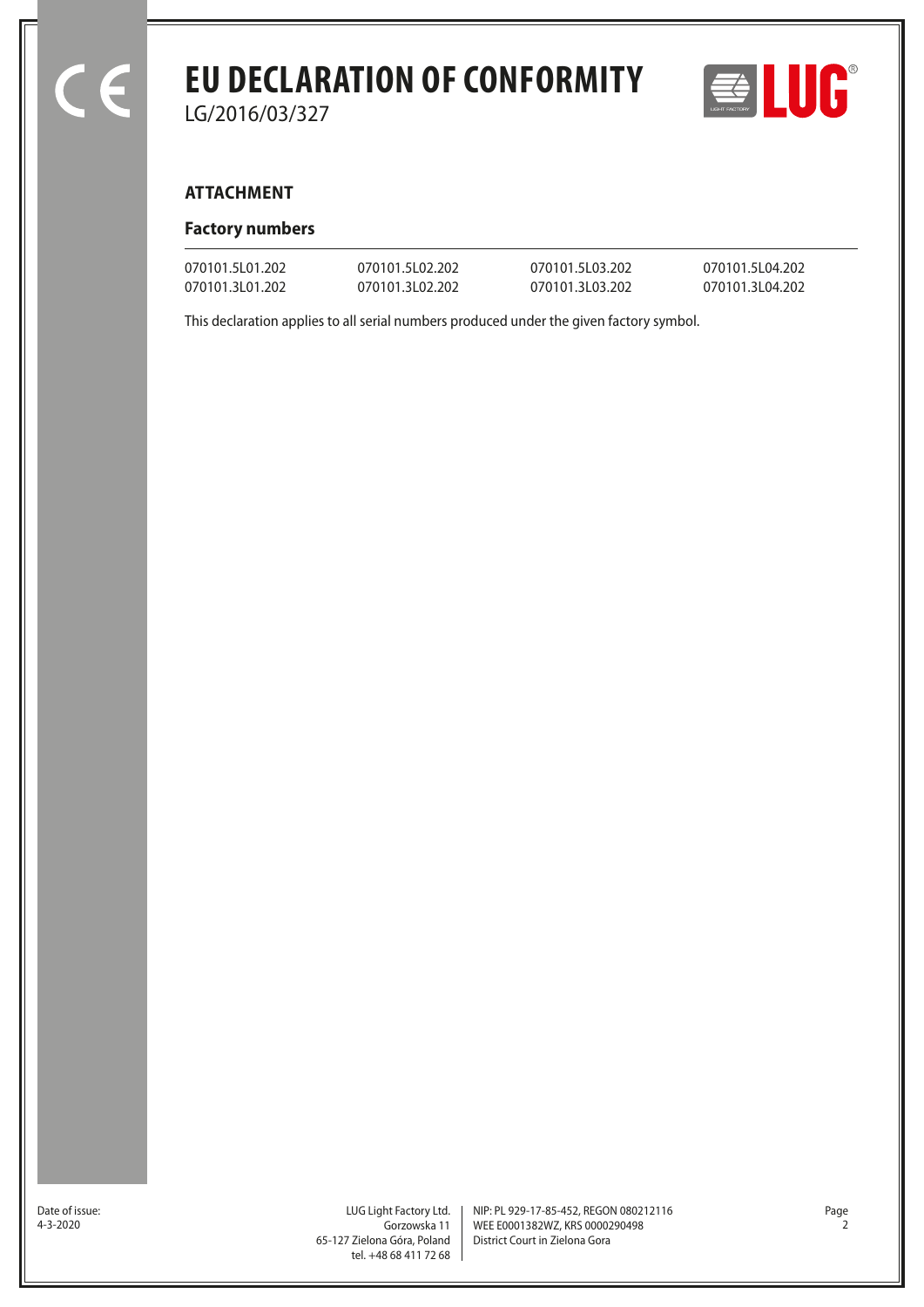# EU DECLARATION OF CONFORMITY

LG/2016/03/327

## ATTACHMENT

### Factory numbers

| | | | |
|---|---|---|---|
| 070101.5L01.202 | 070101.5L02.202 | 070101.5L03.202 | 070101.5L04.202 |
| 070101.3L01.202 | 070101.3L02.202 | 070101.3L03.202 | 070101.3L04.202 |

This declaration applies to all serial numbers produced under the given factory symbol.

Date of issue:
4-3-2020

LUG Light Factory Ltd.
Gorzowska 11
65-127 Zielona Góra, Poland
tel. +48 68 411 72 68

NIP: PL 929-17-85-452, REGON 080212116
WEE E0001382WZ, KRS 0000290498
District Court in Zielona Gora